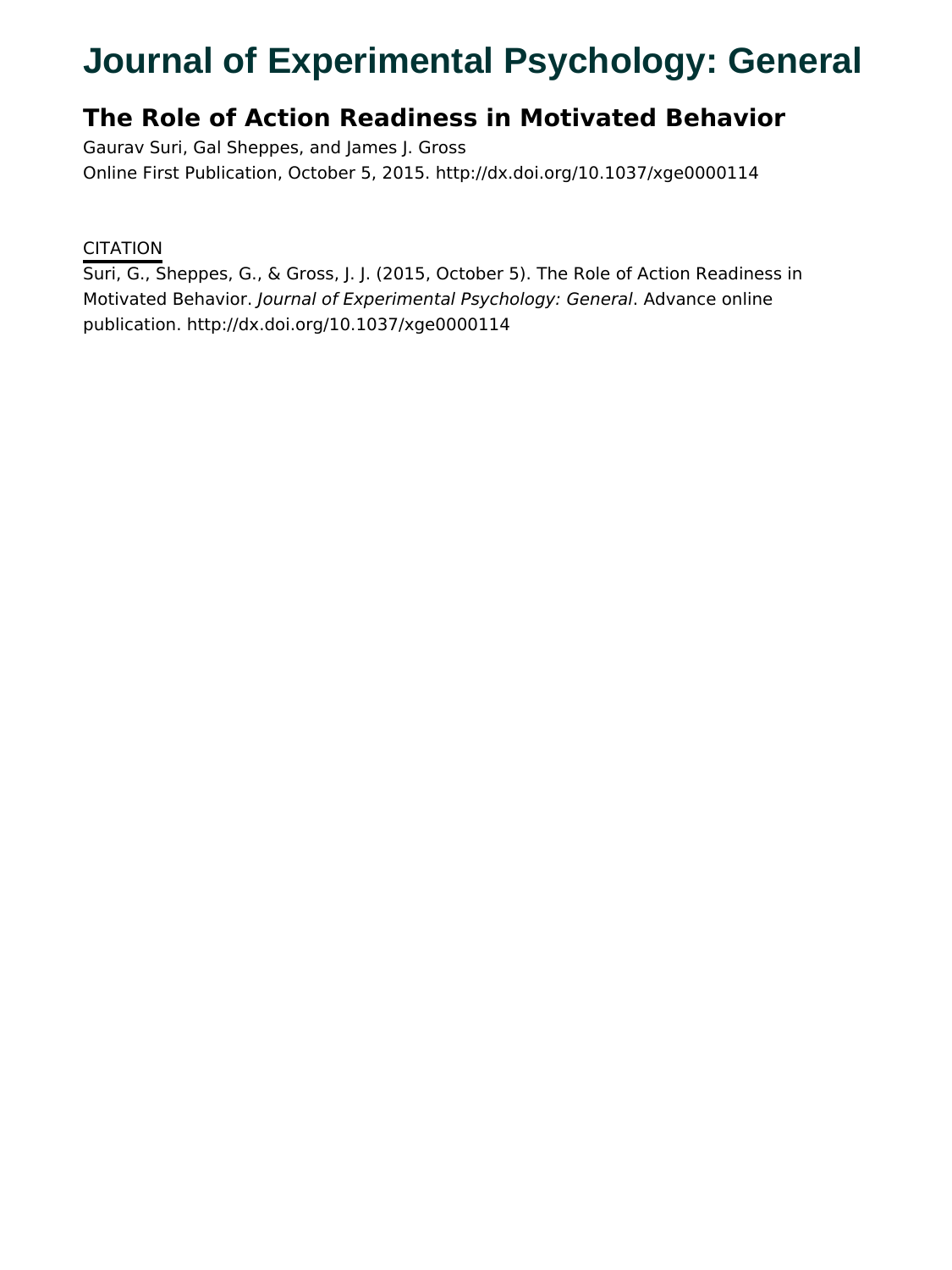# Journal of Experimental Psychology: General

## The Role of Action Readiness in Motivated Behavior

Gaurav Suri, Gal Sheppes, and James J. Gross

Online First Publication, October 5, 2015. http://dx.doi.org/10.1037/xge0000114

CITATION

Suri, G., Sheppes, G., & Gross, J. J. (2015, October 5). The Role of Action Readiness in Motivated Behavior. *Journal of Experimental Psychology: General*. Advance online publication. http://dx.doi.org/10.1037/xge0000114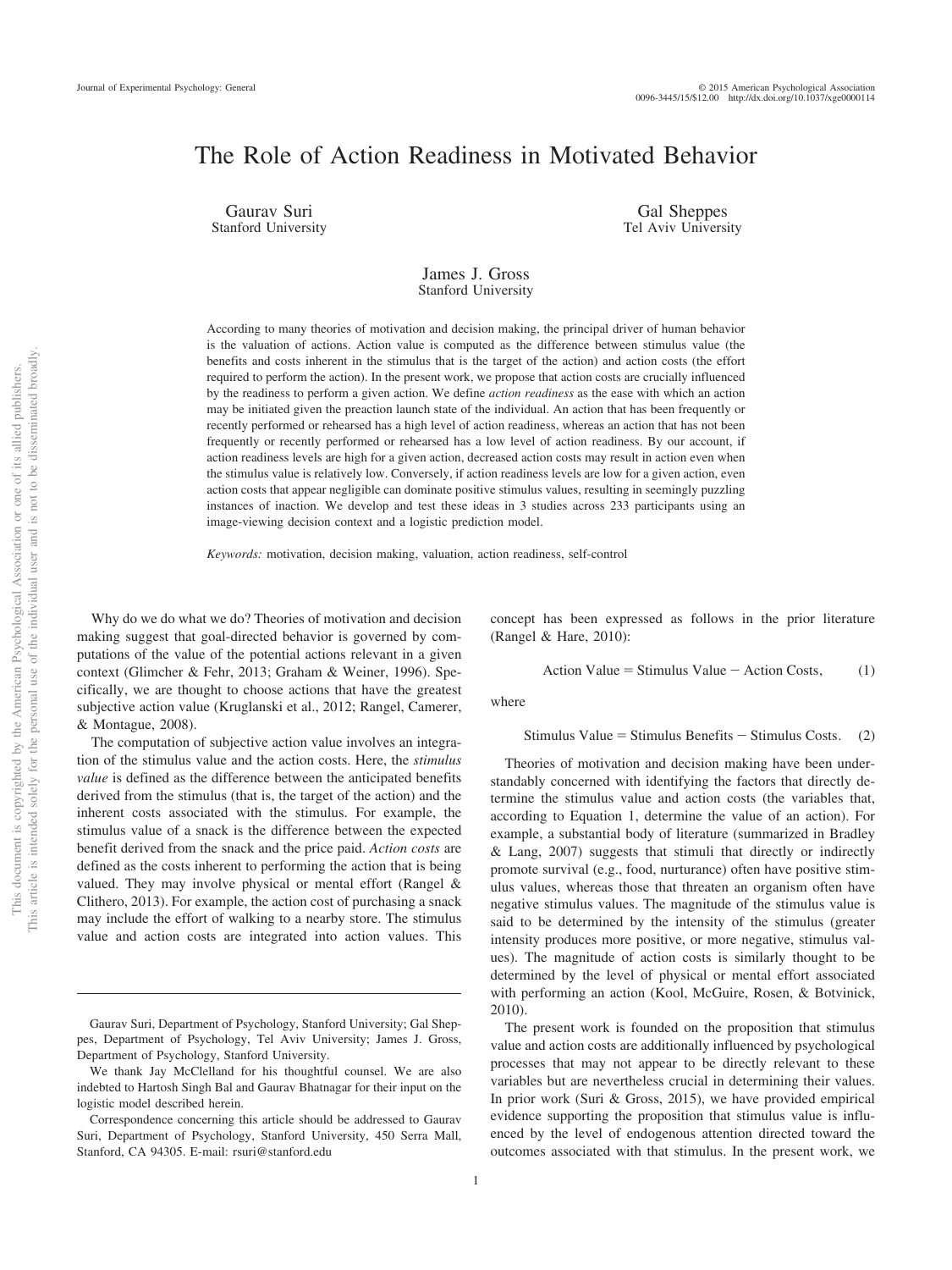# The Role of Action Readiness in Motivated Behavior

Gaurav Suri
Stanford University

Gal Sheppes
Tel Aviv University

James J. Gross
Stanford University

According to many theories of motivation and decision making, the principal driver of human behavior is the valuation of actions. Action value is computed as the difference between stimulus value (the benefits and costs inherent in the stimulus that is the target of the action) and action costs (the effort required to perform the action). In the present work, we propose that action costs are crucially influenced by the readiness to perform a given action. We define *action readiness* as the ease with which an action may be initiated given the preaction launch state of the individual. An action that has been frequently or recently performed or rehearsed has a high level of action readiness, whereas an action that has not been frequently or recently performed or rehearsed has a low level of action readiness. By our account, if action readiness levels are high for a given action, decreased action costs may result in action even when the stimulus value is relatively low. Conversely, if action readiness levels are low for a given action, even action costs that appear negligible can dominate positive stimulus values, resulting in seemingly puzzling instances of inaction. We develop and test these ideas in 3 studies across 233 participants using an image-viewing decision context and a logistic prediction model.

*Keywords:* motivation, decision making, valuation, action readiness, self-control

Why do we do what we do? Theories of motivation and decision making suggest that goal-directed behavior is governed by computations of the value of the potential actions relevant in a given context (Glimcher & Fehr, 2013; Graham & Weiner, 1996). Specifically, we are thought to choose actions that have the greatest subjective action value (Kruglanski et al., 2012; Rangel, Camerer, & Montague, 2008).

The computation of subjective action value involves an integration of the stimulus value and the action costs. Here, the *stimulus value* is defined as the difference between the anticipated benefits derived from the stimulus (that is, the target of the action) and the inherent costs associated with the stimulus. For example, the stimulus value of a snack is the difference between the expected benefit derived from the snack and the price paid. *Action costs* are defined as the costs inherent to performing the action that is being valued. They may involve physical or mental effort (Rangel & Clithero, 2013). For example, the action cost of purchasing a snack may include the effort of walking to a nearby store. The stimulus value and action costs are integrated into action values. This concept has been expressed as follows in the prior literature (Rangel & Hare, 2010):

$$\text{Action Value} = \text{Stimulus Value} - \text{Action Costs}, \tag{1}$$

where

$$\text{Stimulus Value} = \text{Stimulus Benefits} - \text{Stimulus Costs}. \tag{2}$$

Theories of motivation and decision making have been understandably concerned with identifying the factors that directly determine the stimulus value and action costs (the variables that, according to Equation 1, determine the value of an action). For example, a substantial body of literature (summarized in Bradley & Lang, 2007) suggests that stimuli that directly or indirectly promote survival (e.g., food, nurturance) often have positive stimulus values, whereas those that threaten an organism often have negative stimulus values. The magnitude of the stimulus value is said to be determined by the intensity of the stimulus (greater intensity produces more positive, or more negative, stimulus values). The magnitude of action costs is similarly thought to be determined by the level of physical or mental effort associated with performing an action (Kool, McGuire, Rosen, & Botvinick, 2010).

The present work is founded on the proposition that stimulus value and action costs are additionally influenced by psychological processes that may not appear to be directly relevant to these variables but are nevertheless crucial in determining their values. In prior work (Suri & Gross, 2015), we have provided empirical evidence supporting the proposition that stimulus value is influenced by the level of endogenous attention directed toward the outcomes associated with that stimulus. In the present work, we

Gaurav Suri, Department of Psychology, Stanford University; Gal Sheppes, Department of Psychology, Tel Aviv University; James J. Gross, Department of Psychology, Stanford University.

We thank Jay McClelland for his thoughtful counsel. We are also indebted to Hartosh Singh Bal and Gaurav Bhatnagar for their input on the logistic model described herein.

Correspondence concerning this article should be addressed to Gaurav Suri, Department of Psychology, Stanford University, 450 Serra Mall, Stanford, CA 94305. E-mail: rsuri@stanford.edu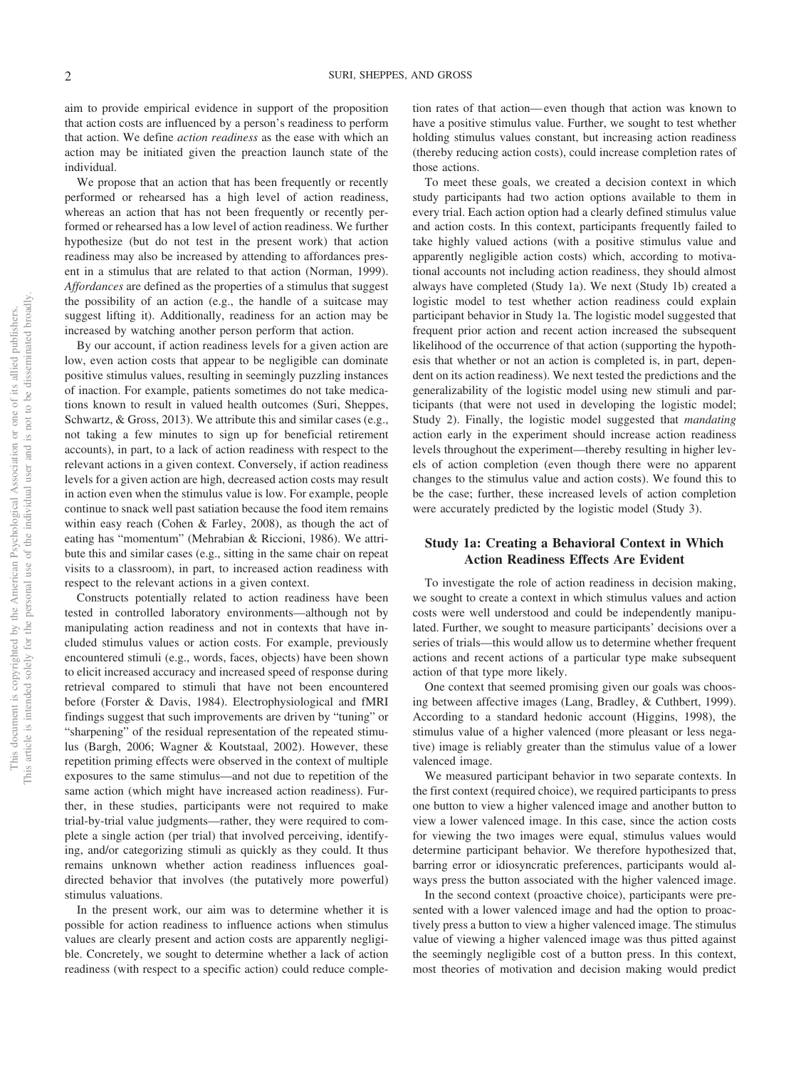aim to provide empirical evidence in support of the proposition that action costs are influenced by a person's readiness to perform that action. We define *action readiness* as the ease with which an action may be initiated given the preaction launch state of the individual.

We propose that an action that has been frequently or recently performed or rehearsed has a high level of action readiness, whereas an action that has not been frequently or recently performed or rehearsed has a low level of action readiness. We further hypothesize (but do not test in the present work) that action readiness may also be increased by attending to affordances present in a stimulus that are related to that action (Norman, 1999). *Affordances* are defined as the properties of a stimulus that suggest the possibility of an action (e.g., the handle of a suitcase may suggest lifting it). Additionally, readiness for an action may be increased by watching another person perform that action.

By our account, if action readiness levels for a given action are low, even action costs that appear to be negligible can dominate positive stimulus values, resulting in seemingly puzzling instances of inaction. For example, patients sometimes do not take medications known to result in valued health outcomes (Suri, Sheppes, Schwartz, & Gross, 2013). We attribute this and similar cases (e.g., not taking a few minutes to sign up for beneficial retirement accounts), in part, to a lack of action readiness with respect to the relevant actions in a given context. Conversely, if action readiness levels for a given action are high, decreased action costs may result in action even when the stimulus value is low. For example, people continue to snack well past satiation because the food item remains within easy reach (Cohen & Farley, 2008), as though the act of eating has "momentum" (Mehrabian & Riccioni, 1986). We attribute this and similar cases (e.g., sitting in the same chair on repeat visits to a classroom), in part, to increased action readiness with respect to the relevant actions in a given context.

Constructs potentially related to action readiness have been tested in controlled laboratory environments—although not by manipulating action readiness and not in contexts that have included stimulus values or action costs. For example, previously encountered stimuli (e.g., words, faces, objects) have been shown to elicit increased accuracy and increased speed of response during retrieval compared to stimuli that have not been encountered before (Forster & Davis, 1984). Electrophysiological and fMRI findings suggest that such improvements are driven by "tuning" or "sharpening" of the residual representation of the repeated stimulus (Bargh, 2006; Wagner & Koutstaal, 2002). However, these repetition priming effects were observed in the context of multiple exposures to the same stimulus—and not due to repetition of the same action (which might have increased action readiness). Further, in these studies, participants were not required to make trial-by-trial value judgments—rather, they were required to complete a single action (per trial) that involved perceiving, identifying, and/or categorizing stimuli as quickly as they could. It thus remains unknown whether action readiness influences goal-directed behavior that involves (the putatively more powerful) stimulus valuations.

In the present work, our aim was to determine whether it is possible for action readiness to influence actions when stimulus values are clearly present and action costs are apparently negligible. Concretely, we sought to determine whether a lack of action readiness (with respect to a specific action) could reduce completion rates of that action—even though that action was known to have a positive stimulus value. Further, we sought to test whether holding stimulus values constant, but increasing action readiness (thereby reducing action costs), could increase completion rates of those actions.

To meet these goals, we created a decision context in which study participants had two action options available to them in every trial. Each action option had a clearly defined stimulus value and action costs. In this context, participants frequently failed to take highly valued actions (with a positive stimulus value and apparently negligible action costs) which, according to motivational accounts not including action readiness, they should almost always have completed (Study 1a). We next (Study 1b) created a logistic model to test whether action readiness could explain participant behavior in Study 1a. The logistic model suggested that frequent prior action and recent action increased the subsequent likelihood of the occurrence of that action (supporting the hypothesis that whether or not an action is completed is, in part, dependent on its action readiness). We next tested the predictions and the generalizability of the logistic model using new stimuli and participants (that were not used in developing the logistic model; Study 2). Finally, the logistic model suggested that *mandating* action early in the experiment should increase action readiness levels throughout the experiment—thereby resulting in higher levels of action completion (even though there were no apparent changes to the stimulus value and action costs). We found this to be the case; further, these increased levels of action completion were accurately predicted by the logistic model (Study 3).

## Study 1a: Creating a Behavioral Context in Which Action Readiness Effects Are Evident

To investigate the role of action readiness in decision making, we sought to create a context in which stimulus values and action costs were well understood and could be independently manipulated. Further, we sought to measure participants' decisions over a series of trials—this would allow us to determine whether frequent actions and recent actions of a particular type make subsequent action of that type more likely.

One context that seemed promising given our goals was choosing between affective images (Lang, Bradley, & Cuthbert, 1999). According to a standard hedonic account (Higgins, 1998), the stimulus value of a higher valenced (more pleasant or less negative) image is reliably greater than the stimulus value of a lower valenced image.

We measured participant behavior in two separate contexts. In the first context (required choice), we required participants to press one button to view a higher valenced image and another button to view a lower valenced image. In this case, since the action costs for viewing the two images were equal, stimulus values would determine participant behavior. We therefore hypothesized that, barring error or idiosyncratic preferences, participants would always press the button associated with the higher valenced image.

In the second context (proactive choice), participants were presented with a lower valenced image and had the option to proactively press a button to view a higher valenced image. The stimulus value of viewing a higher valenced image was thus pitted against the seemingly negligible cost of a button press. In this context, most theories of motivation and decision making would predict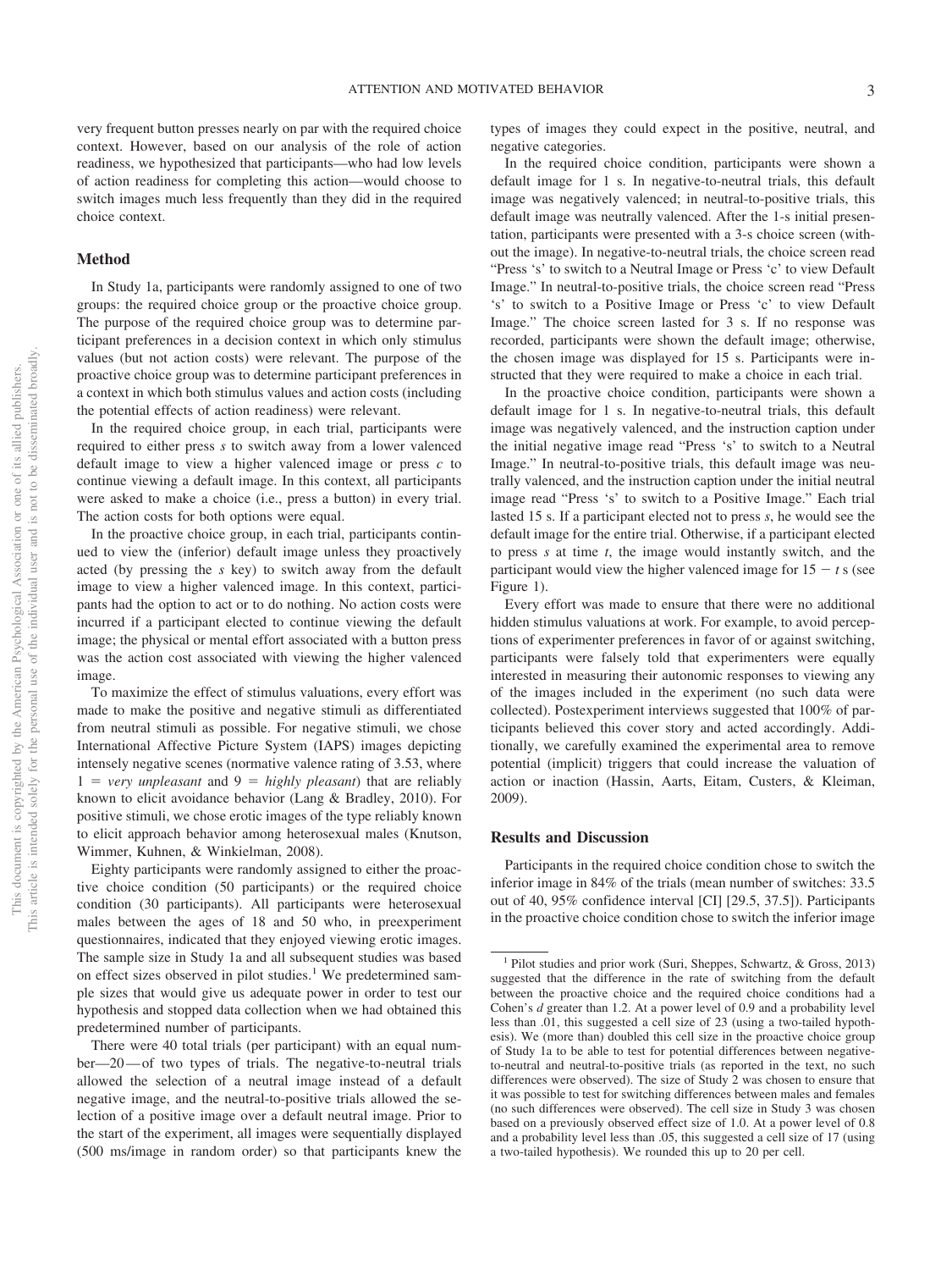very frequent button presses nearly on par with the required choice context. However, based on our analysis of the role of action readiness, we hypothesized that participants—who had low levels of action readiness for completing this action—would choose to switch images much less frequently than they did in the required choice context.

## Method

In Study 1a, participants were randomly assigned to one of two groups: the required choice group or the proactive choice group. The purpose of the required choice group was to determine participant preferences in a decision context in which only stimulus values (but not action costs) were relevant. The purpose of the proactive choice group was to determine participant preferences in a context in which both stimulus values and action costs (including the potential effects of action readiness) were relevant.

In the required choice group, in each trial, participants were required to either press *s* to switch away from a lower valenced default image to view a higher valenced image or press *c* to continue viewing a default image. In this context, all participants were asked to make a choice (i.e., press a button) in every trial. The action costs for both options were equal.

In the proactive choice group, in each trial, participants continued to view the (inferior) default image unless they proactively acted (by pressing the *s* key) to switch away from the default image to view a higher valenced image. In this context, participants had the option to act or to do nothing. No action costs were incurred if a participant elected to continue viewing the default image; the physical or mental effort associated with a button press was the action cost associated with viewing the higher valenced image.

To maximize the effect of stimulus valuations, every effort was made to make the positive and negative stimuli as differentiated from neutral stimuli as possible. For negative stimuli, we chose International Affective Picture System (IAPS) images depicting intensely negative scenes (normative valence rating of 3.53, where 1 = *very unpleasant* and 9 = *highly pleasant*) that are reliably known to elicit avoidance behavior (Lang & Bradley, 2010). For positive stimuli, we chose erotic images of the type reliably known to elicit approach behavior among heterosexual males (Knutson, Wimmer, Kuhnen, & Winkielman, 2008).

Eighty participants were randomly assigned to either the proactive choice condition (50 participants) or the required choice condition (30 participants). All participants were heterosexual males between the ages of 18 and 50 who, in preexperiment questionnaires, indicated that they enjoyed viewing erotic images. The sample size in Study 1a and all subsequent studies was based on effect sizes observed in pilot studies.[1] We predetermined sample sizes that would give us adequate power in order to test our hypothesis and stopped data collection when we had obtained this predetermined number of participants.

There were 40 total trials (per participant) with an equal number—20—of two types of trials. The negative-to-neutral trials allowed the selection of a neutral image instead of a default negative image, and the neutral-to-positive trials allowed the selection of a positive image over a default neutral image. Prior to the start of the experiment, all images were sequentially displayed (500 ms/image in random order) so that participants knew the types of images they could expect in the positive, neutral, and negative categories.

In the required choice condition, participants were shown a default image for 1 s. In negative-to-neutral trials, this default image was negatively valenced; in neutral-to-positive trials, this default image was neutrally valenced. After the 1-s initial presentation, participants were presented with a 3-s choice screen (without the image). In negative-to-neutral trials, the choice screen read "Press 's' to switch to a Neutral Image or Press 'c' to view Default Image." In neutral-to-positive trials, the choice screen read "Press 's' to switch to a Positive Image or Press 'c' to view Default Image." The choice screen lasted for 3 s. If no response was recorded, participants were shown the default image; otherwise, the chosen image was displayed for 15 s. Participants were instructed that they were required to make a choice in each trial.

In the proactive choice condition, participants were shown a default image for 1 s. In negative-to-neutral trials, this default image was negatively valenced, and the instruction caption under the initial negative image read "Press 's' to switch to a Neutral Image." In neutral-to-positive trials, this default image was neutrally valenced, and the instruction caption under the initial neutral image read "Press 's' to switch to a Positive Image." Each trial lasted 15 s. If a participant elected not to press *s*, he would see the default image for the entire trial. Otherwise, if a participant elected to press *s* at time *t*, the image would instantly switch, and the participant would view the higher valenced image for $15 - t$ s (see Figure 1).

Every effort was made to ensure that there were no additional hidden stimulus valuations at work. For example, to avoid perceptions of experimenter preferences in favor of or against switching, participants were falsely told that experimenters were equally interested in measuring their autonomic responses to viewing any of the images included in the experiment (no such data were collected). Postexperiment interviews suggested that 100% of participants believed this cover story and acted accordingly. Additionally, we carefully examined the experimental area to remove potential (implicit) triggers that could increase the valuation of action or inaction (Hassin, Aarts, Eitam, Custers, & Kleiman, 2009).

## Results and Discussion

Participants in the required choice condition chose to switch the inferior image in 84% of the trials (mean number of switches: 33.5 out of 40, 95% confidence interval [CI] [29.5, 37.5]). Participants in the proactive choice condition chose to switch the inferior image

[1] Pilot studies and prior work (Suri, Sheppes, Schwartz, & Gross, 2013) suggested that the difference in the rate of switching from the default between the proactive choice and the required choice conditions had a Cohen's *d* greater than 1.2. At a power level of 0.9 and a probability level less than .01, this suggested a cell size of 23 (using a two-tailed hypothesis). We (more than) doubled this cell size in the proactive choice group of Study 1a to be able to test for potential differences between negative-to-neutral and neutral-to-positive trials (as reported in the text, no such differences were observed). The size of Study 2 was chosen to ensure that it was possible to test for switching differences between males and females (no such differences were observed). The cell size in Study 3 was chosen based on a previously observed effect size of 1.0. At a power level of 0.8 and a probability level less than .05, this suggested a cell size of 17 (using a two-tailed hypothesis). We rounded this up to 20 per cell.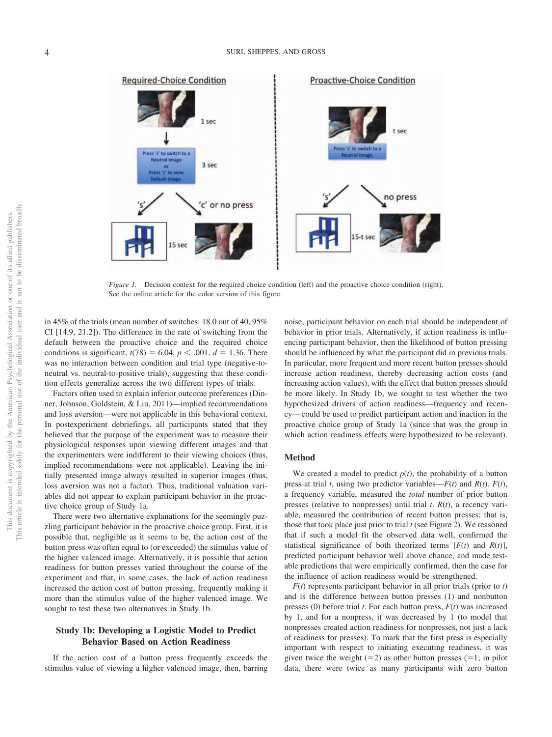Figure 1. Decision context for the required choice condition (left) and the proactive choice condition (right). See the online article for the color version of this figure.

in 45% of the trials (mean number of switches: 18.0 out of 40, 95% CI [14.9, 21.2]). The difference in the rate of switching from the default between the proactive choice and the required choice conditions is significant, $t(78) = 6.04$, $p < .001$, $d = 1.36$. There was no interaction between condition and trial type (negative-to-neutral vs. neutral-to-positive trials), suggesting that these condition effects generalize across the two different types of trials.

Factors often used to explain inferior outcome preferences (Dinner, Johnson, Goldstein, & Liu, 2011)—implied recommendations and loss aversion—were not applicable in this behavioral context. In postexperiment debriefings, all participants stated that they believed that the purpose of the experiment was to measure their physiological responses upon viewing different images and that the experimenters were indifferent to their viewing choices (thus, implied recommendations were not applicable). Leaving the initially presented image always resulted in superior images (thus, loss aversion was not a factor). Thus, traditional valuation variables did not appear to explain participant behavior in the proactive choice group of Study 1a.

There were two alternative explanations for the seemingly puzzling participant behavior in the proactive choice group. First, it is possible that, negligible as it seems to be, the action cost of the button press was often equal to (or exceeded) the stimulus value of the higher valenced image. Alternatively, it is possible that action readiness for button presses varied throughout the course of the experiment and that, in some cases, the lack of action readiness increased the action cost of button pressing, frequently making it more than the stimulus value of the higher valenced image. We sought to test these two alternatives in Study 1b.

## Study 1b: Developing a Logistic Model to Predict Behavior Based on Action Readiness

If the action cost of a button press frequently exceeds the stimulus value of viewing a higher valenced image, then, barring noise, participant behavior on each trial should be independent of behavior in prior trials. Alternatively, if action readiness is influencing participant behavior, then the likelihood of button pressing should be influenced by what the participant did in previous trials. In particular, more frequent and more recent button presses should increase action readiness, thereby decreasing action costs (and increasing action values), with the effect that button presses should be more likely. In Study 1b, we sought to test whether the two hypothesized drivers of action readiness—frequency and recency—could be used to predict participant action and inaction in the proactive choice group of Study 1a (since that was the group in which action readiness effects were hypothesized to be relevant).

### Method

We created a model to predict $p(t)$, the probability of a button press at trial $t$, using two predictor variables—$F(t)$ and $R(t)$. $F(t)$, a frequency variable, measured the *total* number of prior button presses (relative to nonpresses) until trial $t$. $R(t)$, a recency variable, measured the contribution of recent button presses; that is, those that took place just prior to trial $t$ (see Figure 2). We reasoned that if such a model fit the observed data well, confirmed the statistical significance of both theorized terms [$F(t)$ and $R(t)$], predicted participant behavior well above chance, and made testable predictions that were empirically confirmed, then the case for the influence of action readiness would be strengthened.

$F(t)$ represents participant behavior in all prior trials (prior to $t$) and is the difference between button presses (1) and nonbutton presses (0) before trial $t$. For each button press, $F(t)$ was increased by 1, and for a nonpress, it was decreased by 1 (to model that nonpresses created action readiness for nonpresses, not just a lack of readiness for presses). To mark that the first press is especially important with respect to initiating executing readiness, it was given twice the weight ($=2$) as other button presses ($=1$; in pilot data, there were twice as many participants with zero button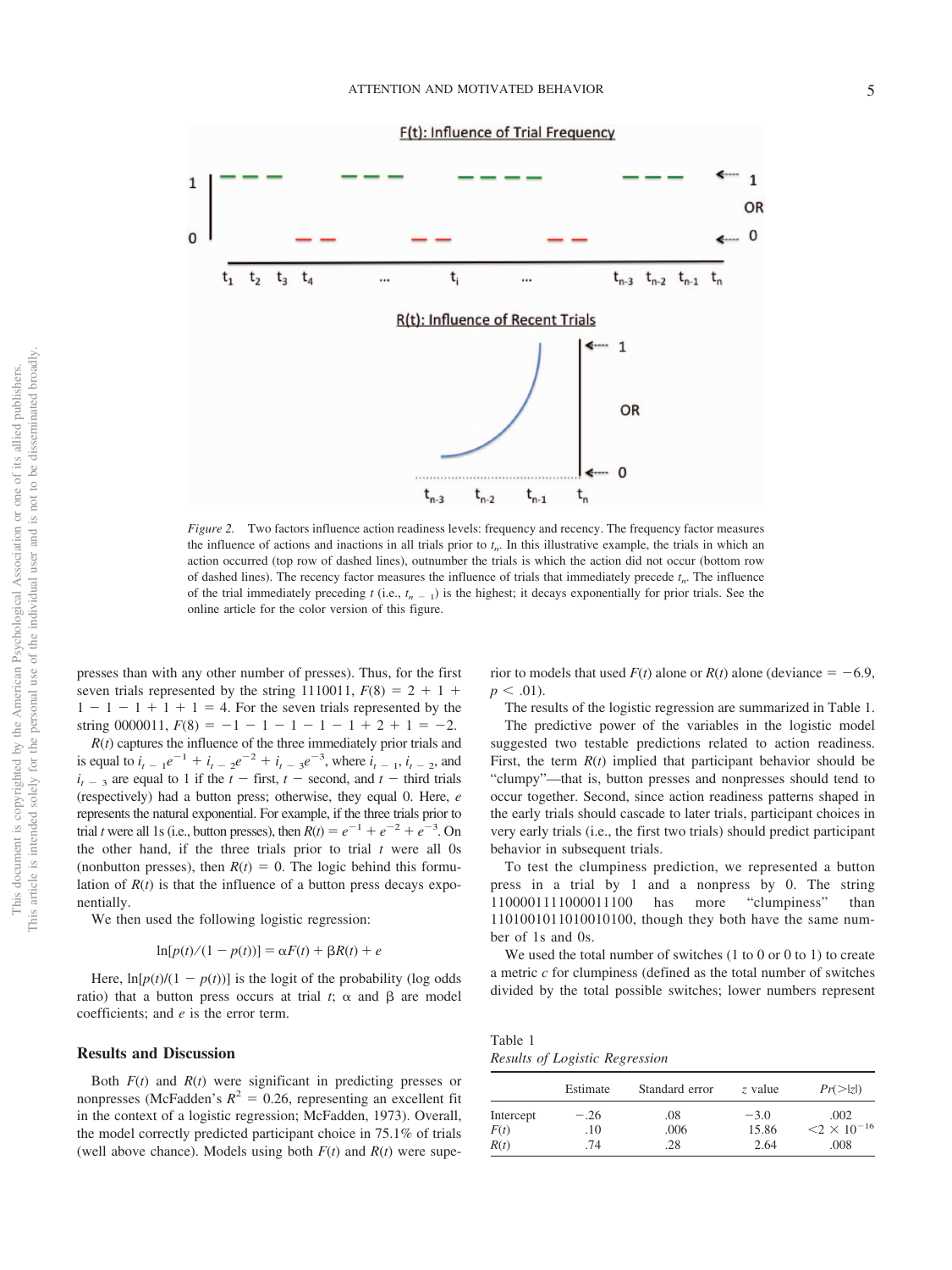*Figure 2.* Two factors influence action readiness levels: frequency and recency. The frequency factor measures the influence of actions and inactions in all trials prior to $t_n$. In this illustrative example, the trials in which an action occurred (top row of dashed lines), outnumber the trials is which the action did not occur (bottom row of dashed lines). The recency factor measures the influence of trials that immediately precede $t_n$. The influence of the trial immediately preceding $t$ (i.e., $t_{n-1}$) is the highest; it decays exponentially for prior trials. See the online article for the color version of this figure.

presses than with any other number of presses). Thus, for the first seven trials represented by the string 1110011, $F(8) = 2 + 1 + 1 - 1 - 1 + 1 + 1 = 4$. For the seven trials represented by the string 0000011, $F(8) = -1 - 1 - 1 - 1 + 2 + 1 = -2$.

$R(t)$ captures the influence of the three immediately prior trials and is equal to $i_{t-1}e^{-1} + i_{t-2}e^{-2} + i_{t-3}e^{-3}$, where $i_{t-1}$, $i_{t-2}$, and $i_{t-3}$ are equal to 1 if the $t$ − first, $t$ − second, and $t$ − third trials (respectively) had a button press; otherwise, they equal 0. Here, $e$ represents the natural exponential. For example, if the three trials prior to trial $t$ were all 1s (i.e., button presses), then $R(t) = e^{-1} + e^{-2} + e^{-3}$. On the other hand, if the three trials prior to trial $t$ were all 0s (nonbutton presses), then $R(t) = 0$. The logic behind this formulation of $R(t)$ is that the influence of a button press decays exponentially.

We then used the following logistic regression:

$$\ln[p(t)/(1 - p(t))] = \alpha F(t) + \beta R(t) + e$$

Here, $\ln[p(t)/(1 - p(t))]$ is the logit of the probability (log odds ratio) that a button press occurs at trial $t$; $\alpha$ and $\beta$ are model coefficients; and $e$ is the error term.

## Results and Discussion

Both $F(t)$ and $R(t)$ were significant in predicting presses or nonpresses (McFadden's $R^2 = 0.26$, representing an excellent fit in the context of a logistic regression; McFadden, 1973). Overall, the model correctly predicted participant choice in 75.1% of trials (well above chance). Models using both $F(t)$ and $R(t)$ were superior to models that used $F(t)$ alone or $R(t)$ alone (deviance = −6.9, $p < .01$).

The results of the logistic regression are summarized in Table 1.

The predictive power of the variables in the logistic model suggested two testable predictions related to action readiness. First, the term $R(t)$ implied that participant behavior should be "clumpy"—that is, button presses and nonpresses should tend to occur together. Second, since action readiness patterns shaped in the early trials should cascade to later trials, participant choices in very early trials (i.e., the first two trials) should predict participant behavior in subsequent trials.

To test the clumpiness prediction, we represented a button press in a trial by 1 and a nonpress by 0. The string 1100001111000011100 has more "clumpiness" than 1101001011010010100, though they both have the same number of 1s and 0s.

We used the total number of switches (1 to 0 or 0 to 1) to create a metric $c$ for clumpiness (defined as the total number of switches divided by the total possible switches; lower numbers represent

Table 1
*Results of Logistic Regression*

| | Estimate | Standard error | $z$ value | $Pr(>\|z\|)$ |
|---|---|---|---|---|
| Intercept | −.26 | .08 | −3.0 | .002 |
| $F(t)$ | .10 | .006 | 15.86 | $<2 \times 10^{-16}$ |
| $R(t)$ | .74 | .28 | 2.64 | .008 |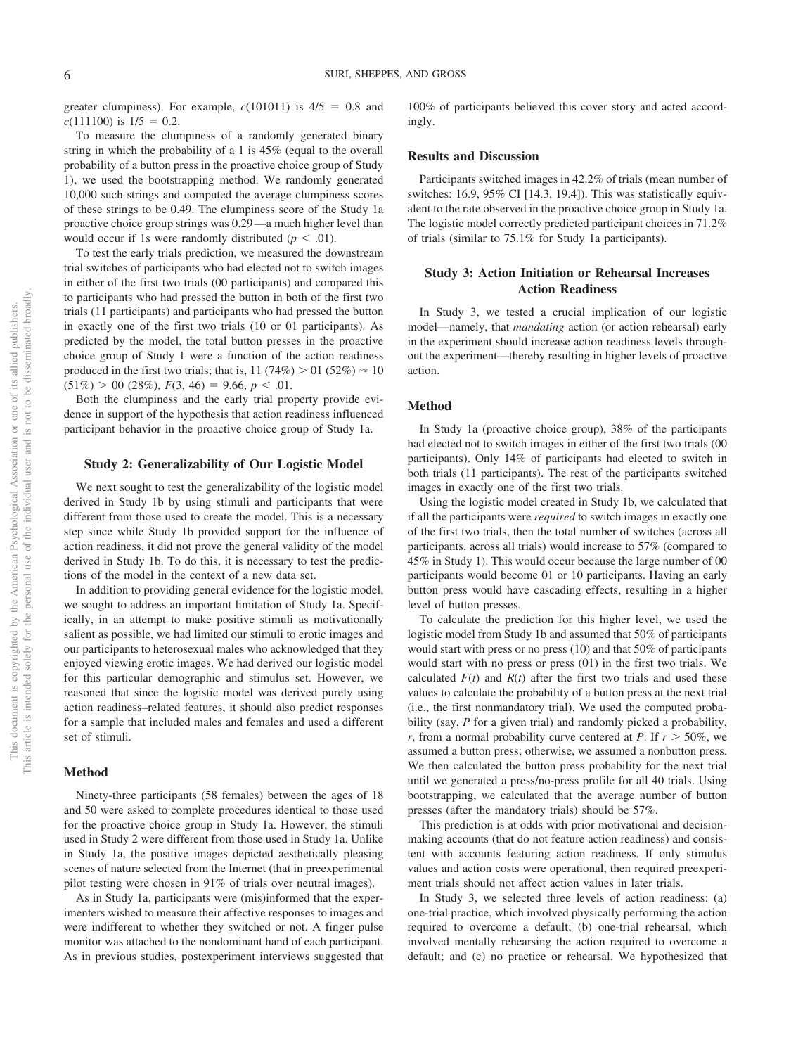greater clumpiness). For example, $c(101011)$ is $4/5 = 0.8$ and $c(111100)$ is $1/5 = 0.2$.

To measure the clumpiness of a randomly generated binary string in which the probability of a 1 is 45% (equal to the overall probability of a button press in the proactive choice group of Study 1), we used the bootstrapping method. We randomly generated 10,000 such strings and computed the average clumpiness scores of these strings to be 0.49. The clumpiness score of the Study 1a proactive choice group strings was 0.29—a much higher level than would occur if 1s were randomly distributed ($p < .01$).

To test the early trials prediction, we measured the downstream trial switches of participants who had elected not to switch images in either of the first two trials (00 participants) and compared this to participants who had pressed the button in both of the first two trials (11 participants) and participants who had pressed the button in exactly one of the first two trials (10 or 01 participants). As predicted by the model, the total button presses in the proactive choice group of Study 1 were a function of the action readiness produced in the first two trials; that is, 11 (74%) > 01 (52%) ≈ 10 (51%) > 00 (28%), $F(3, 46) = 9.66$, $p < .01$.

Both the clumpiness and the early trial property provide evidence in support of the hypothesis that action readiness influenced participant behavior in the proactive choice group of Study 1a.

## Study 2: Generalizability of Our Logistic Model

We next sought to test the generalizability of the logistic model derived in Study 1b by using stimuli and participants that were different from those used to create the model. This is a necessary step since while Study 1b provided support for the influence of action readiness, it did not prove the general validity of the model derived in Study 1b. To do this, it is necessary to test the predictions of the model in the context of a new data set.

In addition to providing general evidence for the logistic model, we sought to address an important limitation of Study 1a. Specifically, in an attempt to make positive stimuli as motivationally salient as possible, we had limited our stimuli to erotic images and our participants to heterosexual males who acknowledged that they enjoyed viewing erotic images. We had derived our logistic model for this particular demographic and stimulus set. However, we reasoned that since the logistic model was derived purely using action readiness–related features, it should also predict responses for a sample that included males and females and used a different set of stimuli.

### Method

Ninety-three participants (58 females) between the ages of 18 and 50 were asked to complete procedures identical to those used for the proactive choice group in Study 1a. However, the stimuli used in Study 2 were different from those used in Study 1a. Unlike in Study 1a, the positive images depicted aesthetically pleasing scenes of nature selected from the Internet (that in preexperimental pilot testing were chosen in 91% of trials over neutral images).

As in Study 1a, participants were (mis)informed that the experimenters wished to measure their affective responses to images and were indifferent to whether they switched or not. A finger pulse monitor was attached to the nondominant hand of each participant. As in previous studies, postexperiment interviews suggested that 100% of participants believed this cover story and acted accordingly.

### Results and Discussion

Participants switched images in 42.2% of trials (mean number of switches: 16.9, 95% CI [14.3, 19.4]). This was statistically equivalent to the rate observed in the proactive choice group in Study 1a. The logistic model correctly predicted participant choices in 71.2% of trials (similar to 75.1% for Study 1a participants).

## Study 3: Action Initiation or Rehearsal Increases Action Readiness

In Study 3, we tested a crucial implication of our logistic model—namely, that *mandating* action (or action rehearsal) early in the experiment should increase action readiness levels throughout the experiment—thereby resulting in higher levels of proactive action.

### Method

In Study 1a (proactive choice group), 38% of the participants had elected not to switch images in either of the first two trials (00 participants). Only 14% of participants had elected to switch in both trials (11 participants). The rest of the participants switched images in exactly one of the first two trials.

Using the logistic model created in Study 1b, we calculated that if all the participants were *required* to switch images in exactly one of the first two trials, then the total number of switches (across all participants, across all trials) would increase to 57% (compared to 45% in Study 1). This would occur because the large number of 00 participants would become 01 or 10 participants. Having an early button press would have cascading effects, resulting in a higher level of button presses.

To calculate the prediction for this higher level, we used the logistic model from Study 1b and assumed that 50% of participants would start with press or no press (10) and that 50% of participants would start with no press or press (01) in the first two trials. We calculated $F(t)$ and $R(t)$ after the first two trials and used these values to calculate the probability of a button press at the next trial (i.e., the first nonmandatory trial). We used the computed probability (say, $P$ for a given trial) and randomly picked a probability, $r$, from a normal probability curve centered at $P$. If $r > 50\%$, we assumed a button press; otherwise, we assumed a nonbutton press. We then calculated the button press probability for the next trial until we generated a press/no-press profile for all 40 trials. Using bootstrapping, we calculated that the average number of button presses (after the mandatory trials) should be 57%.

This prediction is at odds with prior motivational and decision-making accounts (that do not feature action readiness) and consistent with accounts featuring action readiness. If only stimulus values and action costs were operational, then required preexperiment trials should not affect action values in later trials.

In Study 3, we selected three levels of action readiness: (a) one-trial practice, which involved physically performing the action required to overcome a default; (b) one-trial rehearsal, which involved mentally rehearsing the action required to overcome a default; and (c) no practice or rehearsal. We hypothesized that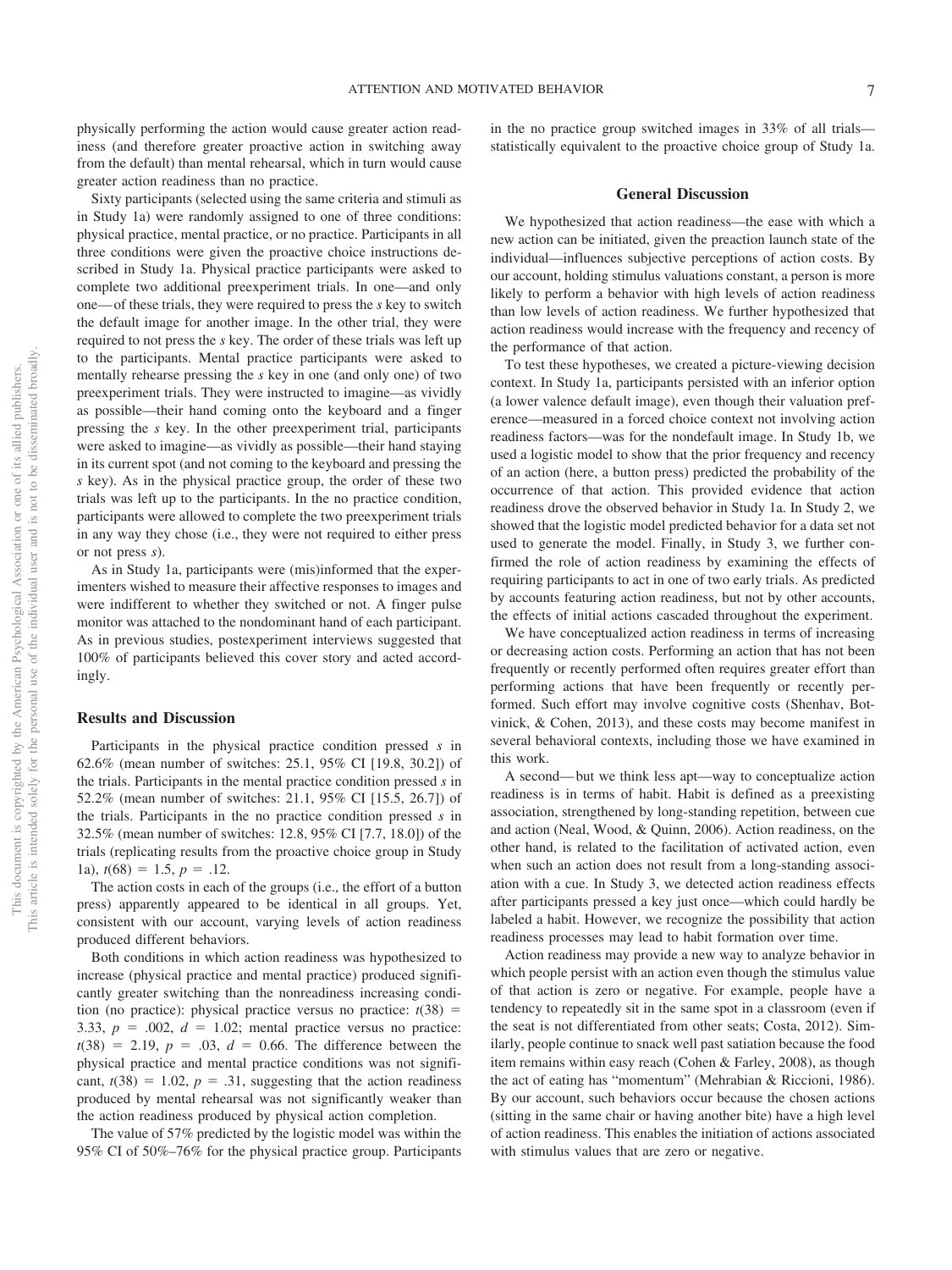physically performing the action would cause greater action readiness (and therefore greater proactive action in switching away from the default) than mental rehearsal, which in turn would cause greater action readiness than no practice.

Sixty participants (selected using the same criteria and stimuli as in Study 1a) were randomly assigned to one of three conditions: physical practice, mental practice, or no practice. Participants in all three conditions were given the proactive choice instructions described in Study 1a. Physical practice participants were asked to complete two additional preexperiment trials. In one—and only one—of these trials, they were required to press the *s* key to switch the default image for another image. In the other trial, they were required to not press the *s* key. The order of these trials was left up to the participants. Mental practice participants were asked to mentally rehearse pressing the *s* key in one (and only one) of two preexperiment trials. They were instructed to imagine—as vividly as possible—their hand coming onto the keyboard and a finger pressing the *s* key. In the other preexperiment trial, participants were asked to imagine—as vividly as possible—their hand staying in its current spot (and not coming to the keyboard and pressing the *s* key). As in the physical practice group, the order of these two trials was left up to the participants. In the no practice condition, participants were allowed to complete the two preexperiment trials in any way they chose (i.e., they were not required to either press or not press *s*).

As in Study 1a, participants were (mis)informed that the experimenters wished to measure their affective responses to images and were indifferent to whether they switched or not. A finger pulse monitor was attached to the nondominant hand of each participant. As in previous studies, postexperiment interviews suggested that 100% of participants believed this cover story and acted accordingly.

### Results and Discussion

Participants in the physical practice condition pressed *s* in 62.6% (mean number of switches: 25.1, 95% CI [19.8, 30.2]) of the trials. Participants in the mental practice condition pressed *s* in 52.2% (mean number of switches: 21.1, 95% CI [15.5, 26.7]) of the trials. Participants in the no practice condition pressed *s* in 32.5% (mean number of switches: 12.8, 95% CI [7.7, 18.0]) of the trials (replicating results from the proactive choice group in Study 1a), $t(68) = 1.5$, $p = .12$.

The action costs in each of the groups (i.e., the effort of a button press) apparently appeared to be identical in all groups. Yet, consistent with our account, varying levels of action readiness produced different behaviors.

Both conditions in which action readiness was hypothesized to increase (physical practice and mental practice) produced significantly greater switching than the nonreadiness increasing condition (no practice): physical practice versus no practice: $t(38) = 3.33$, $p = .002$, $d = 1.02$; mental practice versus no practice: $t(38) = 2.19$, $p = .03$, $d = 0.66$. The difference between the physical practice and mental practice conditions was not significant, $t(38) = 1.02$, $p = .31$, suggesting that the action readiness produced by mental rehearsal was not significantly weaker than the action readiness produced by physical action completion.

The value of 57% predicted by the logistic model was within the 95% CI of 50%–76% for the physical practice group. Participants in the no practice group switched images in 33% of all trials—statistically equivalent to the proactive choice group of Study 1a.

## General Discussion

We hypothesized that action readiness—the ease with which a new action can be initiated, given the preaction launch state of the individual—influences subjective perceptions of action costs. By our account, holding stimulus valuations constant, a person is more likely to perform a behavior with high levels of action readiness than low levels of action readiness. We further hypothesized that action readiness would increase with the frequency and recency of the performance of that action.

To test these hypotheses, we created a picture-viewing decision context. In Study 1a, participants persisted with an inferior option (a lower valence default image), even though their valuation preference—measured in a forced choice context not involving action readiness factors—was for the nondefault image. In Study 1b, we used a logistic model to show that the prior frequency and recency of an action (here, a button press) predicted the probability of the occurrence of that action. This provided evidence that action readiness drove the observed behavior in Study 1a. In Study 2, we showed that the logistic model predicted behavior for a data set not used to generate the model. Finally, in Study 3, we further confirmed the role of action readiness by examining the effects of requiring participants to act in one of two early trials. As predicted by accounts featuring action readiness, but not by other accounts, the effects of initial actions cascaded throughout the experiment.

We have conceptualized action readiness in terms of increasing or decreasing action costs. Performing an action that has not been frequently or recently performed often requires greater effort than performing actions that have been frequently or recently performed. Such effort may involve cognitive costs (Shenhav, Botvinick, & Cohen, 2013), and these costs may become manifest in several behavioral contexts, including those we have examined in this work.

A second—but we think less apt—way to conceptualize action readiness is in terms of habit. Habit is defined as a preexisting association, strengthened by long-standing repetition, between cue and action (Neal, Wood, & Quinn, 2006). Action readiness, on the other hand, is related to the facilitation of activated action, even when such an action does not result from a long-standing association with a cue. In Study 3, we detected action readiness effects after participants pressed a key just once—which could hardly be labeled a habit. However, we recognize the possibility that action readiness processes may lead to habit formation over time.

Action readiness may provide a new way to analyze behavior in which people persist with an action even though the stimulus value of that action is zero or negative. For example, people have a tendency to repeatedly sit in the same spot in a classroom (even if the seat is not differentiated from other seats; Costa, 2012). Similarly, people continue to snack well past satiation because the food item remains within easy reach (Cohen & Farley, 2008), as though the act of eating has "momentum" (Mehrabian & Riccioni, 1986). By our account, such behaviors occur because the chosen actions (sitting in the same chair or having another bite) have a high level of action readiness. This enables the initiation of actions associated with stimulus values that are zero or negative.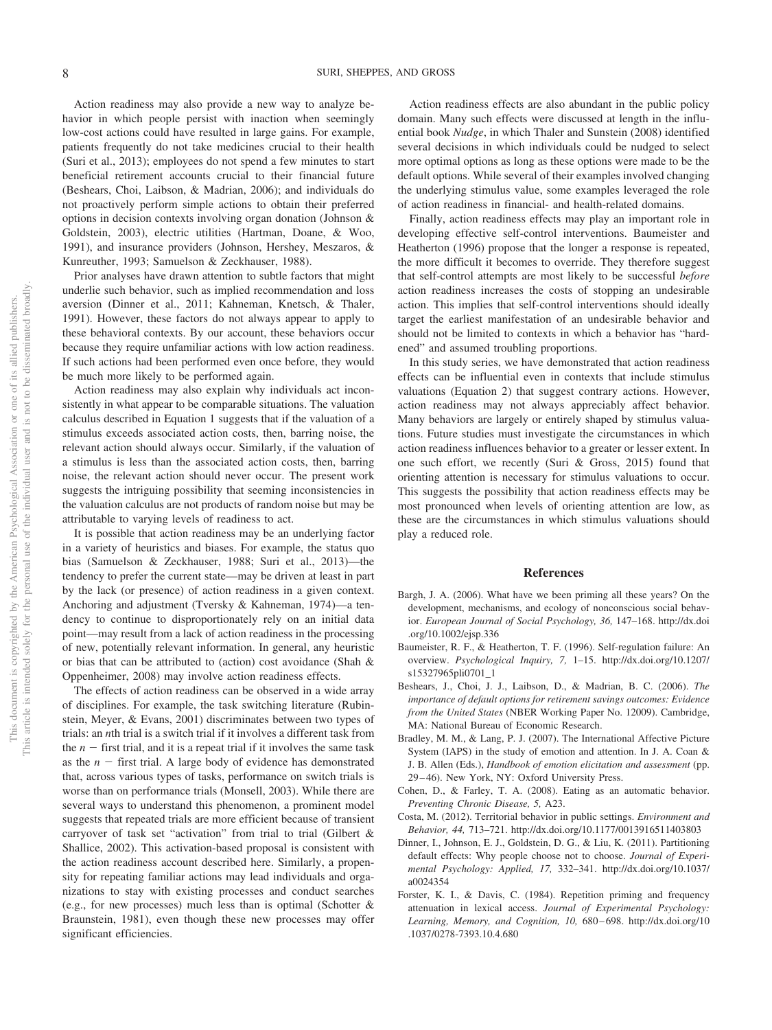Action readiness may also provide a new way to analyze behavior in which people persist with inaction when seemingly low-cost actions could have resulted in large gains. For example, patients frequently do not take medicines crucial to their health (Suri et al., 2013); employees do not spend a few minutes to start beneficial retirement accounts crucial to their financial future (Beshears, Choi, Laibson, & Madrian, 2006); and individuals do not proactively perform simple actions to obtain their preferred options in decision contexts involving organ donation (Johnson & Goldstein, 2003), electric utilities (Hartman, Doane, & Woo, 1991), and insurance providers (Johnson, Hershey, Meszaros, & Kunreuther, 1993; Samuelson & Zeckhauser, 1988).

Prior analyses have drawn attention to subtle factors that might underlie such behavior, such as implied recommendation and loss aversion (Dinner et al., 2011; Kahneman, Knetsch, & Thaler, 1991). However, these factors do not always appear to apply to these behavioral contexts. By our account, these behaviors occur because they require unfamiliar actions with low action readiness. If such actions had been performed even once before, they would be much more likely to be performed again.

Action readiness may also explain why individuals act inconsistently in what appear to be comparable situations. The valuation calculus described in Equation 1 suggests that if the valuation of a stimulus exceeds associated action costs, then, barring noise, the relevant action should always occur. Similarly, if the valuation of a stimulus is less than the associated action costs, then, barring noise, the relevant action should never occur. The present work suggests the intriguing possibility that seeming inconsistencies in the valuation calculus are not products of random noise but may be attributable to varying levels of readiness to act.

It is possible that action readiness may be an underlying factor in a variety of heuristics and biases. For example, the status quo bias (Samuelson & Zeckhauser, 1988; Suri et al., 2013)—the tendency to prefer the current state—may be driven at least in part by the lack (or presence) of action readiness in a given context. Anchoring and adjustment (Tversky & Kahneman, 1974)—a tendency to continue to disproportionately rely on an initial data point—may result from a lack of action readiness in the processing of new, potentially relevant information. In general, any heuristic or bias that can be attributed to (action) cost avoidance (Shah & Oppenheimer, 2008) may involve action readiness effects.

The effects of action readiness can be observed in a wide array of disciplines. For example, the task switching literature (Rubinstein, Meyer, & Evans, 2001) discriminates between two types of trials: an *n*th trial is a switch trial if it involves a different task from the $n - $ first trial, and it is a repeat trial if it involves the same task as the $n - $ first trial. A large body of evidence has demonstrated that, across various types of tasks, performance on switch trials is worse than on performance trials (Monsell, 2003). While there are several ways to understand this phenomenon, a prominent model suggests that repeated trials are more efficient because of transient carryover of task set "activation" from trial to trial (Gilbert & Shallice, 2002). This activation-based proposal is consistent with the action readiness account described here. Similarly, a propensity for repeating familiar actions may lead individuals and organizations to stay with existing processes and conduct searches (e.g., for new processes) much less than is optimal (Schotter & Braunstein, 1981), even though these new processes may offer significant efficiencies.

Action readiness effects are also abundant in the public policy domain. Many such effects were discussed at length in the influential book *Nudge*, in which Thaler and Sunstein (2008) identified several decisions in which individuals could be nudged to select more optimal options as long as these options were made to be the default options. While several of their examples involved changing the underlying stimulus value, some examples leveraged the role of action readiness in financial- and health-related domains.

Finally, action readiness effects may play an important role in developing effective self-control interventions. Baumeister and Heatherton (1996) propose that the longer a response is repeated, the more difficult it becomes to override. They therefore suggest that self-control attempts are most likely to be successful *before* action readiness increases the costs of stopping an undesirable action. This implies that self-control interventions should ideally target the earliest manifestation of an undesirable behavior and should not be limited to contexts in which a behavior has "hardened" and assumed troubling proportions.

In this study series, we have demonstrated that action readiness effects can be influential even in contexts that include stimulus valuations (Equation 2) that suggest contrary actions. However, action readiness may not always appreciably affect behavior. Many behaviors are largely or entirely shaped by stimulus valuations. Future studies must investigate the circumstances in which action readiness influences behavior to a greater or lesser extent. In one such effort, we recently (Suri & Gross, 2015) found that orienting attention is necessary for stimulus valuations to occur. This suggests the possibility that action readiness effects may be most pronounced when levels of orienting attention are low, as these are the circumstances in which stimulus valuations should play a reduced role.

## References

Bargh, J. A. (2006). What have we been priming all these years? On the development, mechanisms, and ecology of nonconscious social behavior. *European Journal of Social Psychology, 36,* 147–168. http://dx.doi.org/10.1002/ejsp.336

Baumeister, R. F., & Heatherton, T. F. (1996). Self-regulation failure: An overview. *Psychological Inquiry, 7,* 1–15. http://dx.doi.org/10.1207/s15327965pli0701_1

Beshears, J., Choi, J. J., Laibson, D., & Madrian, B. C. (2006). *The importance of default options for retirement savings outcomes: Evidence from the United States* (NBER Working Paper No. 12009). Cambridge, MA: National Bureau of Economic Research.

Bradley, M. M., & Lang, P. J. (2007). The International Affective Picture System (IAPS) in the study of emotion and attention. In J. A. Coan & J. B. Allen (Eds.), *Handbook of emotion elicitation and assessment* (pp. 29–46). New York, NY: Oxford University Press.

Cohen, D., & Farley, T. A. (2008). Eating as an automatic behavior. *Preventing Chronic Disease, 5,* A23.

Costa, M. (2012). Territorial behavior in public settings. *Environment and Behavior, 44,* 713–721. http://dx.doi.org/10.1177/0013916511403803

Dinner, I., Johnson, E. J., Goldstein, D. G., & Liu, K. (2011). Partitioning default effects: Why people choose not to choose. *Journal of Experimental Psychology: Applied, 17,* 332–341. http://dx.doi.org/10.1037/a0024354

Forster, K. I., & Davis, C. (1984). Repetition priming and frequency attenuation in lexical access. *Journal of Experimental Psychology: Learning, Memory, and Cognition, 10,* 680–698. http://dx.doi.org/10.1037/0278-7393.10.4.680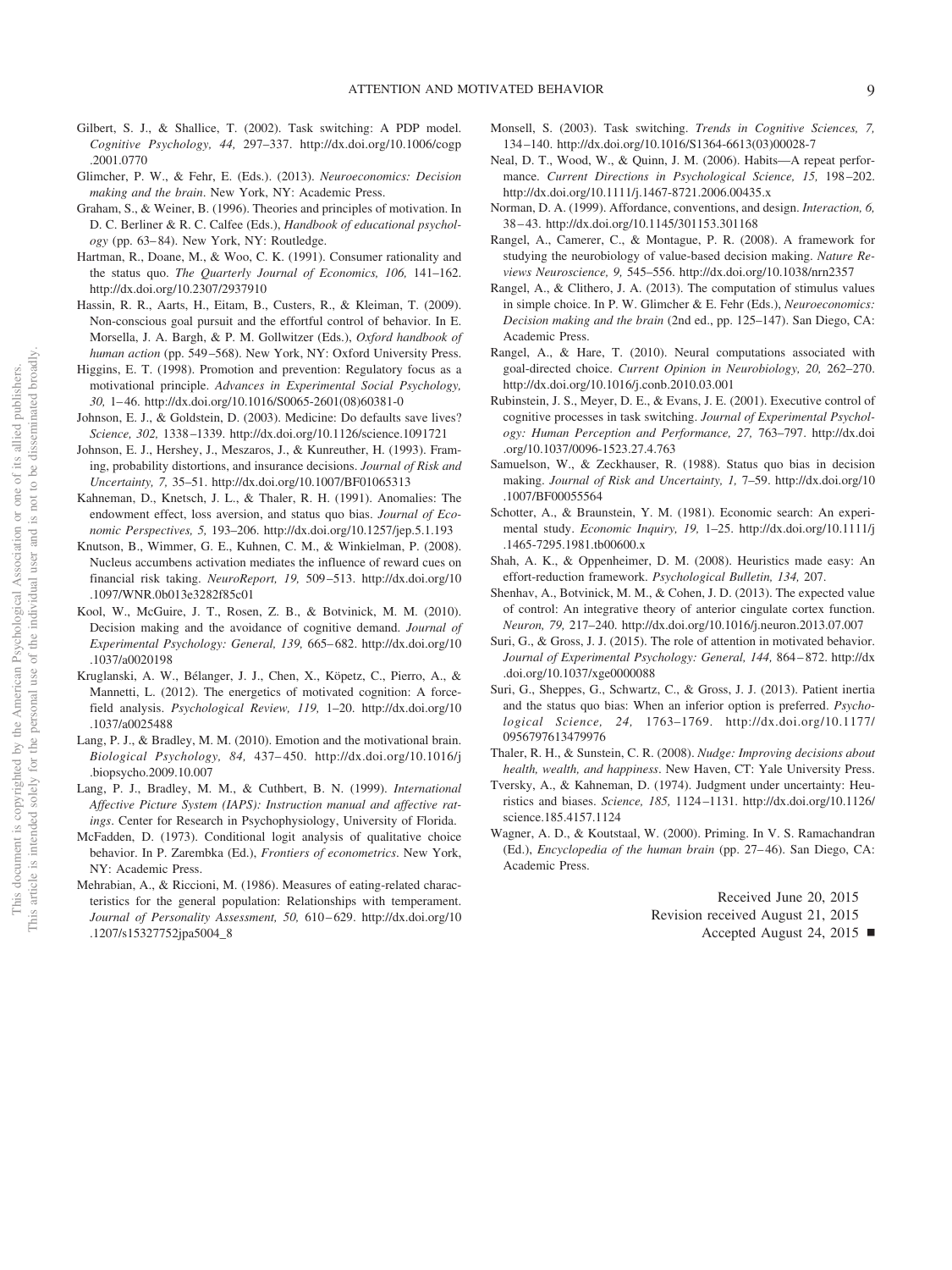Gilbert, S. J., & Shallice, T. (2002). Task switching: A PDP model. *Cognitive Psychology, 44,* 297–337. http://dx.doi.org/10.1006/cogp.2001.0770

Glimcher, P. W., & Fehr, E. (Eds.). (2013). *Neuroeconomics: Decision making and the brain*. New York, NY: Academic Press.

Graham, S., & Weiner, B. (1996). Theories and principles of motivation. In D. C. Berliner & R. C. Calfee (Eds.), *Handbook of educational psychology* (pp. 63–84). New York, NY: Routledge.

Hartman, R., Doane, M., & Woo, C. K. (1991). Consumer rationality and the status quo. *The Quarterly Journal of Economics, 106,* 141–162. http://dx.doi.org/10.2307/2937910

Hassin, R. R., Aarts, H., Eitam, B., Custers, R., & Kleiman, T. (2009). Non-conscious goal pursuit and the effortful control of behavior. In E. Morsella, J. A. Bargh, & P. M. Gollwitzer (Eds.), *Oxford handbook of human action* (pp. 549–568). New York, NY: Oxford University Press.

Higgins, E. T. (1998). Promotion and prevention: Regulatory focus as a motivational principle. *Advances in Experimental Social Psychology, 30,* 1–46. http://dx.doi.org/10.1016/S0065-2601(08)60381-0

Johnson, E. J., & Goldstein, D. (2003). Medicine: Do defaults save lives? *Science, 302,* 1338–1339. http://dx.doi.org/10.1126/science.1091721

Johnson, E. J., Hershey, J., Meszaros, J., & Kunreuther, H. (1993). Framing, probability distortions, and insurance decisions. *Journal of Risk and Uncertainty, 7,* 35–51. http://dx.doi.org/10.1007/BF01065313

Kahneman, D., Knetsch, J. L., & Thaler, R. H. (1991). Anomalies: The endowment effect, loss aversion, and status quo bias. *Journal of Economic Perspectives, 5,* 193–206. http://dx.doi.org/10.1257/jep.5.1.193

Knutson, B., Wimmer, G. E., Kuhnen, C. M., & Winkielman, P. (2008). Nucleus accumbens activation mediates the influence of reward cues on financial risk taking. *NeuroReport, 19,* 509–513. http://dx.doi.org/10.1097/WNR.0b013e3282f85c01

Kool, W., McGuire, J. T., Rosen, Z. B., & Botvinick, M. M. (2010). Decision making and the avoidance of cognitive demand. *Journal of Experimental Psychology: General, 139,* 665–682. http://dx.doi.org/10.1037/a0020198

Kruglanski, A. W., Bélanger, J. J., Chen, X., Köpetz, C., Pierro, A., & Mannetti, L. (2012). The energetics of motivated cognition: A force-field analysis. *Psychological Review, 119,* 1–20. http://dx.doi.org/10.1037/a0025488

Lang, P. J., & Bradley, M. M. (2010). Emotion and the motivational brain. *Biological Psychology, 84,* 437–450. http://dx.doi.org/10.1016/j.biopsycho.2009.10.007

Lang, P. J., Bradley, M. M., & Cuthbert, B. N. (1999). *International Affective Picture System (IAPS): Instruction manual and affective ratings*. Center for Research in Psychophysiology, University of Florida.

McFadden, D. (1973). Conditional logit analysis of qualitative choice behavior. In P. Zarembka (Ed.), *Frontiers of econometrics*. New York, NY: Academic Press.

Mehrabian, A., & Riccioni, M. (1986). Measures of eating-related characteristics for the general population: Relationships with temperament. *Journal of Personality Assessment, 50,* 610–629. http://dx.doi.org/10.1207/s15327752jpa5004_8

Monsell, S. (2003). Task switching. *Trends in Cognitive Sciences, 7,* 134–140. http://dx.doi.org/10.1016/S1364-6613(03)00028-7

Neal, D. T., Wood, W., & Quinn, J. M. (2006). Habits—A repeat performance. *Current Directions in Psychological Science, 15,* 198–202. http://dx.doi.org/10.1111/j.1467-8721.2006.00435.x

Norman, D. A. (1999). Affordance, conventions, and design. *Interaction, 6,* 38–43. http://dx.doi.org/10.1145/301153.301168

Rangel, A., Camerer, C., & Montague, P. R. (2008). A framework for studying the neurobiology of value-based decision making. *Nature Reviews Neuroscience, 9,* 545–556. http://dx.doi.org/10.1038/nrn2357

Rangel, A., & Clithero, J. A. (2013). The computation of stimulus values in simple choice. In P. W. Glimcher & E. Fehr (Eds.), *Neuroeconomics: Decision making and the brain* (2nd ed., pp. 125–147). San Diego, CA: Academic Press.

Rangel, A., & Hare, T. (2010). Neural computations associated with goal-directed choice. *Current Opinion in Neurobiology, 20,* 262–270. http://dx.doi.org/10.1016/j.conb.2010.03.001

Rubinstein, J. S., Meyer, D. E., & Evans, J. E. (2001). Executive control of cognitive processes in task switching. *Journal of Experimental Psychology: Human Perception and Performance, 27,* 763–797. http://dx.doi.org/10.1037/0096-1523.27.4.763

Samuelson, W., & Zeckhauser, R. (1988). Status quo bias in decision making. *Journal of Risk and Uncertainty, 1,* 7–59. http://dx.doi.org/10.1007/BF00055564

Schotter, A., & Braunstein, Y. M. (1981). Economic search: An experimental study. *Economic Inquiry, 19,* 1–25. http://dx.doi.org/10.1111/j.1465-7295.1981.tb00600.x

Shah, A. K., & Oppenheimer, D. M. (2008). Heuristics made easy: An effort-reduction framework. *Psychological Bulletin, 134,* 207.

Shenhav, A., Botvinick, M. M., & Cohen, J. D. (2013). The expected value of control: An integrative theory of anterior cingulate cortex function. *Neuron, 79,* 217–240. http://dx.doi.org/10.1016/j.neuron.2013.07.007

Suri, G., & Gross, J. J. (2015). The role of attention in motivated behavior. *Journal of Experimental Psychology: General, 144,* 864–872. http://dx.doi.org/10.1037/xge0000088

Suri, G., Sheppes, G., Schwartz, C., & Gross, J. J. (2013). Patient inertia and the status quo bias: When an inferior option is preferred. *Psychological Science, 24,* 1763–1769. http://dx.doi.org/10.1177/0956797613479976

Thaler, R. H., & Sunstein, C. R. (2008). *Nudge: Improving decisions about health, wealth, and happiness*. New Haven, CT: Yale University Press.

Tversky, A., & Kahneman, D. (1974). Judgment under uncertainty: Heuristics and biases. *Science, 185,* 1124–1131. http://dx.doi.org/10.1126/science.185.4157.1124

Wagner, A. D., & Koutstaal, W. (2000). Priming. In V. S. Ramachandran (Ed.), *Encyclopedia of the human brain* (pp. 27–46). San Diego, CA: Academic Press.

Received June 20, 2015
Revision received August 21, 2015
Accepted August 24, 2015 ■